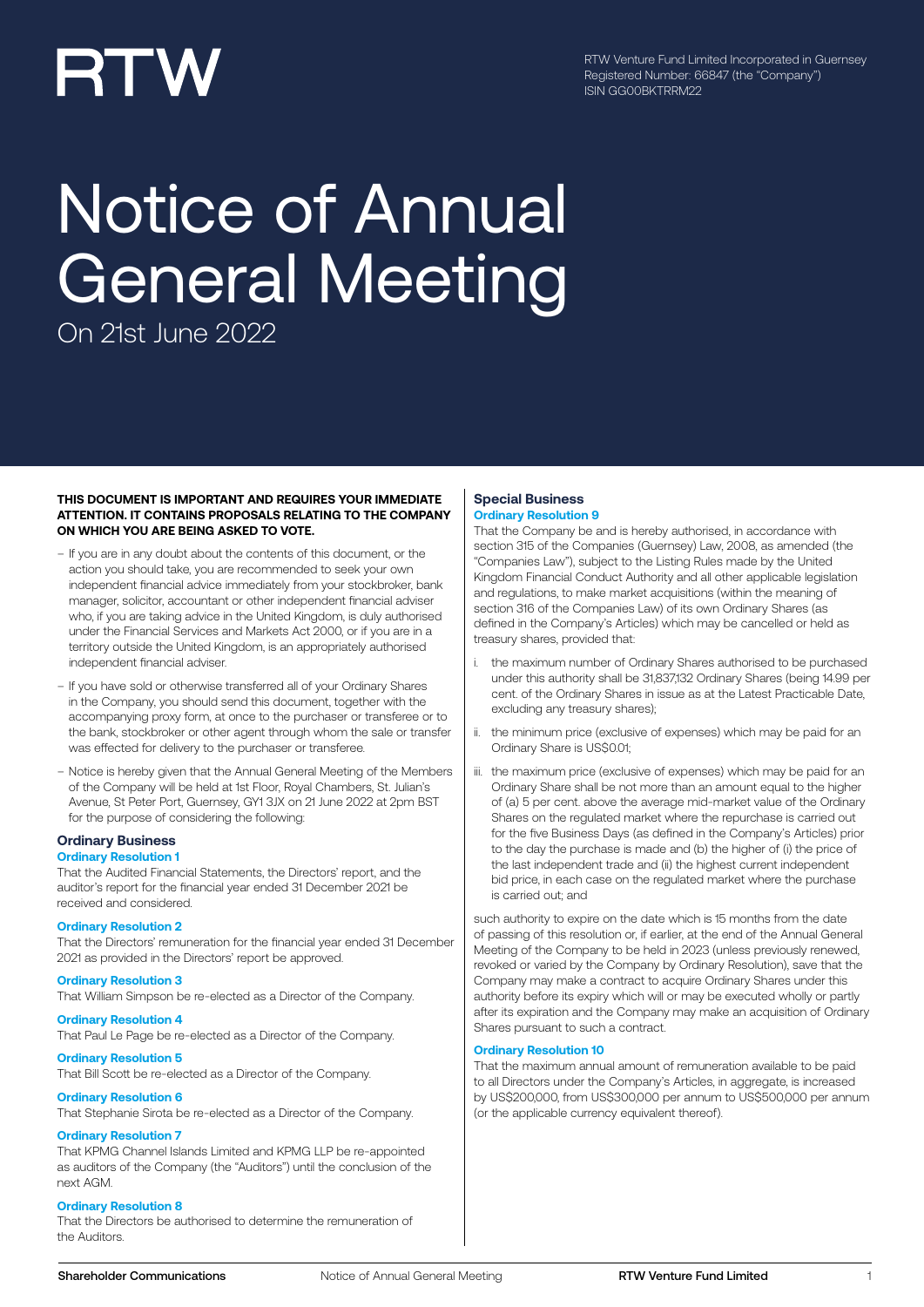RTW

RTW Venture Fund Limited Incorporated in Guernsey
Registered Number: 66847 (the "Company")
ISIN GG00BKTRRM22

# Notice of Annual General Meeting

On 21st June 2022

**THIS DOCUMENT IS IMPORTANT AND REQUIRES YOUR IMMEDIATE ATTENTION. IT CONTAINS PROPOSALS RELATING TO THE COMPANY ON WHICH YOU ARE BEING ASKED TO VOTE.**

- If you are in any doubt about the contents of this document, or the action you should take, you are recommended to seek your own independent financial advice immediately from your stockbroker, bank manager, solicitor, accountant or other independent financial adviser who, if you are taking advice in the United Kingdom, is duly authorised under the Financial Services and Markets Act 2000, or if you are in a territory outside the United Kingdom, is an appropriately authorised independent financial adviser.
- If you have sold or otherwise transferred all of your Ordinary Shares in the Company, you should send this document, together with the accompanying proxy form, at once to the purchaser or transferee or to the bank, stockbroker or other agent through whom the sale or transfer was effected for delivery to the purchaser or transferee.
- Notice is hereby given that the Annual General Meeting of the Members of the Company will be held at 1st Floor, Royal Chambers, St. Julian's Avenue, St Peter Port, Guernsey, GY1 3JX on 21 June 2022 at 2pm BST for the purpose of considering the following:

## Ordinary Business

### Ordinary Resolution 1

That the Audited Financial Statements, the Directors' report, and the auditor's report for the financial year ended 31 December 2021 be received and considered.

### Ordinary Resolution 2

That the Directors' remuneration for the financial year ended 31 December 2021 as provided in the Directors' report be approved.

### Ordinary Resolution 3

That William Simpson be re-elected as a Director of the Company.

### Ordinary Resolution 4

That Paul Le Page be re-elected as a Director of the Company.

### Ordinary Resolution 5

That Bill Scott be re-elected as a Director of the Company.

### Ordinary Resolution 6

That Stephanie Sirota be re-elected as a Director of the Company.

### Ordinary Resolution 7

That KPMG Channel Islands Limited and KPMG LLP be re-appointed as auditors of the Company (the "Auditors") until the conclusion of the next AGM.

### Ordinary Resolution 8

That the Directors be authorised to determine the remuneration of the Auditors.

## Special Business

### Ordinary Resolution 9

That the Company be and is hereby authorised, in accordance with section 315 of the Companies (Guernsey) Law, 2008, as amended (the "Companies Law"), subject to the Listing Rules made by the United Kingdom Financial Conduct Authority and all other applicable legislation and regulations, to make market acquisitions (within the meaning of section 316 of the Companies Law) of its own Ordinary Shares (as defined in the Company's Articles) which may be cancelled or held as treasury shares, provided that:

i. the maximum number of Ordinary Shares authorised to be purchased under this authority shall be 31,837,132 Ordinary Shares (being 14.99 per cent. of the Ordinary Shares in issue as at the Latest Practicable Date, excluding any treasury shares);
ii. the minimum price (exclusive of expenses) which may be paid for an Ordinary Share is US$0.01;
iii. the maximum price (exclusive of expenses) which may be paid for an Ordinary Share shall be not more than an amount equal to the higher of (a) 5 per cent. above the average mid-market value of the Ordinary Shares on the regulated market where the repurchase is carried out for the five Business Days (as defined in the Company's Articles) prior to the day the purchase is made and (b) the higher of (i) the price of the last independent trade and (ii) the highest current independent bid price, in each case on the regulated market where the purchase is carried out; and

such authority to expire on the date which is 15 months from the date of passing of this resolution or, if earlier, at the end of the Annual General Meeting of the Company to be held in 2023 (unless previously renewed, revoked or varied by the Company by Ordinary Resolution), save that the Company may make a contract to acquire Ordinary Shares under this authority before its expiry which will or may be executed wholly or partly after its expiration and the Company may make an acquisition of Ordinary Shares pursuant to such a contract.

### Ordinary Resolution 10

That the maximum annual amount of remuneration available to be paid to all Directors under the Company's Articles, in aggregate, is increased by US$200,000, from US$300,000 per annum to US$500,000 per annum (or the applicable currency equivalent thereof).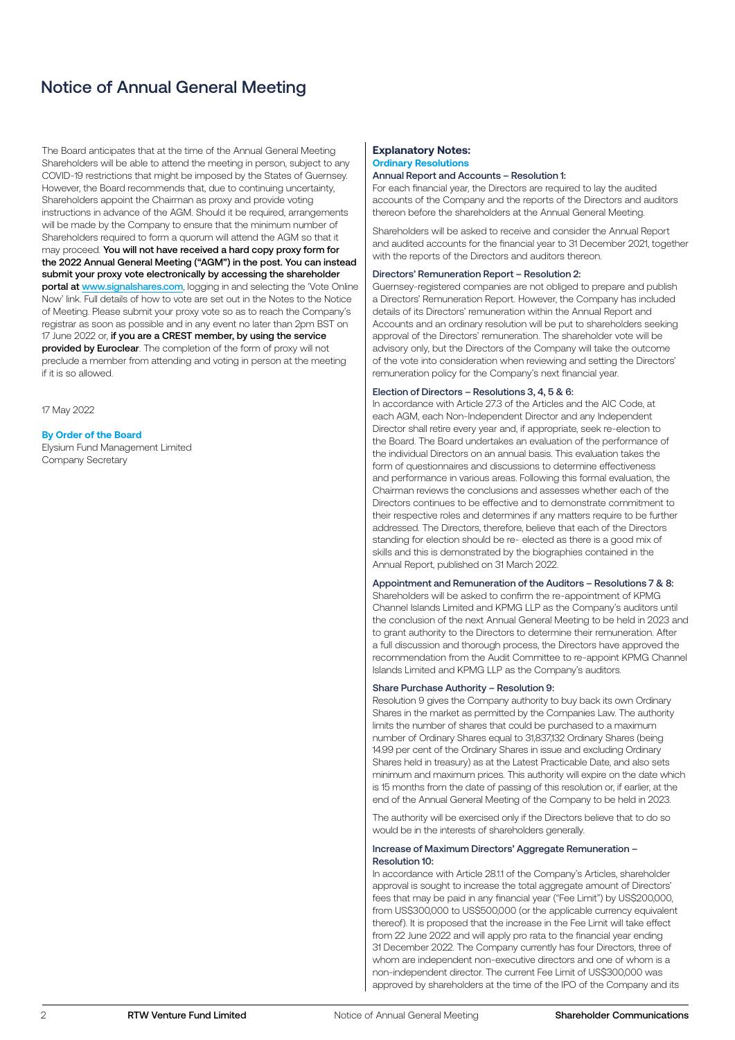# Notice of Annual General Meeting

The Board anticipates that at the time of the Annual General Meeting Shareholders will be able to attend the meeting in person, subject to any COVID-19 restrictions that might be imposed by the States of Guernsey. However, the Board recommends that, due to continuing uncertainty, Shareholders appoint the Chairman as proxy and provide voting instructions in advance of the AGM. Should it be required, arrangements will be made by the Company to ensure that the minimum number of Shareholders required to form a quorum will attend the AGM so that it may proceed. **You will not have received a hard copy proxy form for the 2022 Annual General Meeting ("AGM") in the post. You can instead submit your proxy vote electronically by accessing the shareholder portal at www.signalshares.com**, logging in and selecting the 'Vote Online Now' link. Full details of how to vote are set out in the Notes to the Notice of Meeting. Please submit your proxy vote so as to reach the Company's registrar as soon as possible and in any event no later than 2pm BST on 17 June 2022 or, **if you are a CREST member, by using the service provided by Euroclear**. The completion of the form of proxy will not preclude a member from attending and voting in person at the meeting if it is so allowed.

17 May 2022

**By Order of the Board**
Elysium Fund Management Limited
Company Secretary

## Explanatory Notes:

### Ordinary Resolutions

#### Annual Report and Accounts – Resolution 1:

For each financial year, the Directors are required to lay the audited accounts of the Company and the reports of the Directors and auditors thereon before the shareholders at the Annual General Meeting.

Shareholders will be asked to receive and consider the Annual Report and audited accounts for the financial year to 31 December 2021, together with the reports of the Directors and auditors thereon.

#### Directors' Remuneration Report – Resolution 2:

Guernsey-registered companies are not obliged to prepare and publish a Directors' Remuneration Report. However, the Company has included details of its Directors' remuneration within the Annual Report and Accounts and an ordinary resolution will be put to shareholders seeking approval of the Directors' remuneration. The shareholder vote will be advisory only, but the Directors of the Company will take the outcome of the vote into consideration when reviewing and setting the Directors' remuneration policy for the Company's next financial year.

#### Election of Directors – Resolutions 3, 4, 5 & 6:

In accordance with Article 27.3 of the Articles and the AIC Code, at each AGM, each Non-Independent Director and any Independent Director shall retire every year and, if appropriate, seek re-election to the Board. The Board undertakes an evaluation of the performance of the individual Directors on an annual basis. This evaluation takes the form of questionnaires and discussions to determine effectiveness and performance in various areas. Following this formal evaluation, the Chairman reviews the conclusions and assesses whether each of the Directors continues to be effective and to demonstrate commitment to their respective roles and determines if any matters require to be further addressed. The Directors, therefore, believe that each of the Directors standing for election should be re- elected as there is a good mix of skills and this is demonstrated by the biographies contained in the Annual Report, published on 31 March 2022.

#### Appointment and Remuneration of the Auditors – Resolutions 7 & 8:

Shareholders will be asked to confirm the re-appointment of KPMG Channel Islands Limited and KPMG LLP as the Company's auditors until the conclusion of the next Annual General Meeting to be held in 2023 and to grant authority to the Directors to determine their remuneration. After a full discussion and thorough process, the Directors have approved the recommendation from the Audit Committee to re-appoint KPMG Channel Islands Limited and KPMG LLP as the Company's auditors.

#### Share Purchase Authority – Resolution 9:

Resolution 9 gives the Company authority to buy back its own Ordinary Shares in the market as permitted by the Companies Law. The authority limits the number of shares that could be purchased to a maximum number of Ordinary Shares equal to 31,837,132 Ordinary Shares (being 14.99 per cent of the Ordinary Shares in issue and excluding Ordinary Shares held in treasury) as at the Latest Practicable Date, and also sets minimum and maximum prices. This authority will expire on the date which is 15 months from the date of passing of this resolution or, if earlier, at the end of the Annual General Meeting of the Company to be held in 2023.

The authority will be exercised only if the Directors believe that to do so would be in the interests of shareholders generally.

#### Increase of Maximum Directors' Aggregate Remuneration – Resolution 10:

In accordance with Article 28.1.1 of the Company's Articles, shareholder approval is sought to increase the total aggregate amount of Directors' fees that may be paid in any financial year ("Fee Limit") by US$200,000, from US$300,000 to US$500,000 (or the applicable currency equivalent thereof). It is proposed that the increase in the Fee Limit will take effect from 22 June 2022 and will apply pro rata to the financial year ending 31 December 2022. The Company currently has four Directors, three of whom are independent non-executive directors and one of whom is a non-independent director. The current Fee Limit of US$300,000 was approved by shareholders at the time of the IPO of the Company and its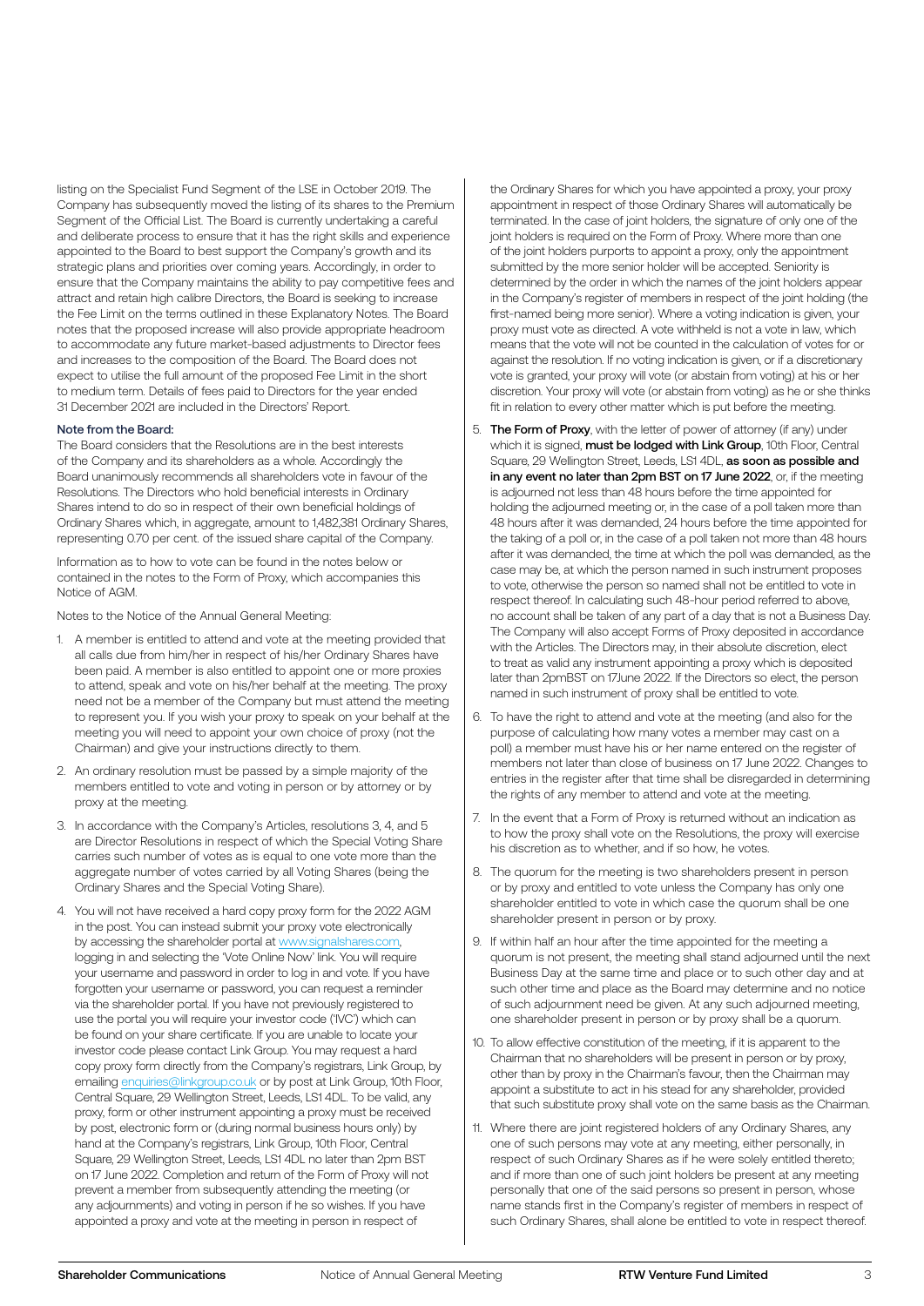listing on the Specialist Fund Segment of the LSE in October 2019. The Company has subsequently moved the listing of its shares to the Premium Segment of the Official List. The Board is currently undertaking a careful and deliberate process to ensure that it has the right skills and experience appointed to the Board to best support the Company's growth and its strategic plans and priorities over coming years. Accordingly, in order to ensure that the Company maintains the ability to pay competitive fees and attract and retain high calibre Directors, the Board is seeking to increase the Fee Limit on the terms outlined in these Explanatory Notes. The Board notes that the proposed increase will also provide appropriate headroom to accommodate any future market-based adjustments to Director fees and increases to the composition of the Board. The Board does not expect to utilise the full amount of the proposed Fee Limit in the short to medium term. Details of fees paid to Directors for the year ended 31 December 2021 are included in the Directors' Report.

**Note from the Board:**

The Board considers that the Resolutions are in the best interests of the Company and its shareholders as a whole. Accordingly the Board unanimously recommends all shareholders vote in favour of the Resolutions. The Directors who hold beneficial interests in Ordinary Shares intend to do so in respect of their own beneficial holdings of Ordinary Shares which, in aggregate, amount to 1,482,381 Ordinary Shares, representing 0.70 per cent. of the issued share capital of the Company.

Information as to how to vote can be found in the notes below or contained in the notes to the Form of Proxy, which accompanies this Notice of AGM.

Notes to the Notice of the Annual General Meeting:

1. A member is entitled to attend and vote at the meeting provided that all calls due from him/her in respect of his/her Ordinary Shares have been paid. A member is also entitled to appoint one or more proxies to attend, speak and vote on his/her behalf at the meeting. The proxy need not be a member of the Company but must attend the meeting to represent you. If you wish your proxy to speak on your behalf at the meeting you will need to appoint your own choice of proxy (not the Chairman) and give your instructions directly to them.
2. An ordinary resolution must be passed by a simple majority of the members entitled to vote and voting in person or by attorney or by proxy at the meeting.
3. In accordance with the Company's Articles, resolutions 3, 4, and 5 are Director Resolutions in respect of which the Special Voting Share carries such number of votes as is equal to one vote more than the aggregate number of votes carried by all Voting Shares (being the Ordinary Shares and the Special Voting Share).
4. You will not have received a hard copy proxy form for the 2022 AGM in the post. You can instead submit your proxy vote electronically by accessing the shareholder portal at www.signalshares.com, logging in and selecting the 'Vote Online Now' link. You will require your username and password in order to log in and vote. If you have forgotten your username or password, you can request a reminder via the shareholder portal. If you have not previously registered to use the portal you will require your investor code ('IVC') which can be found on your share certificate. If you are unable to locate your investor code please contact Link Group. You may request a hard copy proxy form directly from the Company's registrars, Link Group, by emailing enquiries@linkgroup.co.uk or by post at Link Group, 10th Floor, Central Square, 29 Wellington Street, Leeds, LS1 4DL. To be valid, any proxy, form or other instrument appointing a proxy must be received by post, electronic form or (during normal business hours only) by hand at the Company's registrars, Link Group, 10th Floor, Central Square, 29 Wellington Street, Leeds, LS1 4DL no later than 2pm BST on 17 June 2022. Completion and return of the Form of Proxy will not prevent a member from subsequently attending the meeting (or any adjournments) and voting in person if he so wishes. If you have appointed a proxy and vote at the meeting in person in respect of the Ordinary Shares for which you have appointed a proxy, your proxy appointment in respect of those Ordinary Shares will automatically be terminated. In the case of joint holders, the signature of only one of the joint holders is required on the Form of Proxy. Where more than one of the joint holders purports to appoint a proxy, only the appointment submitted by the more senior holder will be accepted. Seniority is determined by the order in which the names of the joint holders appear in the Company's register of members in respect of the joint holding (the first-named being more senior). Where a voting indication is given, your proxy must vote as directed. A vote withheld is not a vote in law, which means that the vote will not be counted in the calculation of votes for or against the resolution. If no voting indication is given, or if a discretionary vote is granted, your proxy will vote (or abstain from voting) at his or her discretion. Your proxy will vote (or abstain from voting) as he or she thinks fit in relation to every other matter which is put before the meeting.
5. **The Form of Proxy**, with the letter of power of attorney (if any) under which it is signed, **must be lodged with Link Group**, 10th Floor, Central Square, 29 Wellington Street, Leeds, LS1 4DL, **as soon as possible and in any event no later than 2pm BST on 17 June 2022**, or, if the meeting is adjourned not less than 48 hours before the time appointed for holding the adjourned meeting or, in the case of a poll taken more than 48 hours after it was demanded, 24 hours before the time appointed for the taking of a poll or, in the case of a poll taken not more than 48 hours after it was demanded, the time at which the poll was demanded, as the case may be, at which the person named in such instrument proposes to vote, otherwise the person so named shall not be entitled to vote in respect thereof. In calculating such 48-hour period referred to above, no account shall be taken of any part of a day that is not a Business Day. The Company will also accept Forms of Proxy deposited in accordance with the Articles. The Directors may, in their absolute discretion, elect to treat as valid any instrument appointing a proxy which is deposited later than 2pmBST on 17June 2022. If the Directors so elect, the person named in such instrument of proxy shall be entitled to vote.
6. To have the right to attend and vote at the meeting (and also for the purpose of calculating how many votes a member may cast on a poll) a member must have his or her name entered on the register of members not later than close of business on 17 June 2022. Changes to entries in the register after that time shall be disregarded in determining the rights of any member to attend and vote at the meeting.
7. In the event that a Form of Proxy is returned without an indication as to how the proxy shall vote on the Resolutions, the proxy will exercise his discretion as to whether, and if so how, he votes.
8. The quorum for the meeting is two shareholders present in person or by proxy and entitled to vote unless the Company has only one shareholder entitled to vote in which case the quorum shall be one shareholder present in person or by proxy.
9. If within half an hour after the time appointed for the meeting a quorum is not present, the meeting shall stand adjourned until the next Business Day at the same time and place or to such other day and at such other time and place as the Board may determine and no notice of such adjournment need be given. At any such adjourned meeting, one shareholder present in person or by proxy shall be a quorum.
10. To allow effective constitution of the meeting, if it is apparent to the Chairman that no shareholders will be present in person or by proxy, other than by proxy in the Chairman's favour, then the Chairman may appoint a substitute to act in his stead for any shareholder, provided that such substitute proxy shall vote on the same basis as the Chairman.
11. Where there are joint registered holders of any Ordinary Shares, any one of such persons may vote at any meeting, either personally, in respect of such Ordinary Shares as if he were solely entitled thereto; and if more than one of such joint holders be present at any meeting personally that one of the said persons so present in person, whose name stands first in the Company's register of members in respect of such Ordinary Shares, shall alone be entitled to vote in respect thereof.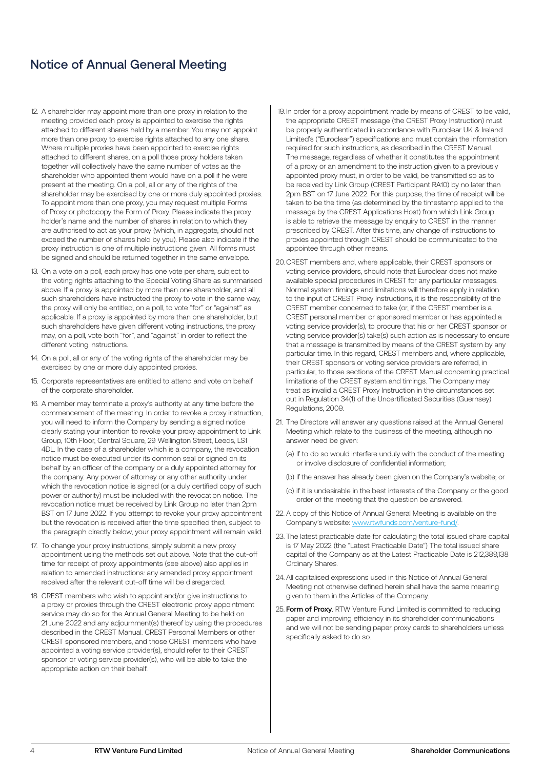# Notice of Annual General Meeting

12. A shareholder may appoint more than one proxy in relation to the meeting provided each proxy is appointed to exercise the rights attached to different shares held by a member. You may not appoint more than one proxy to exercise rights attached to any one share. Where multiple proxies have been appointed to exercise rights attached to different shares, on a poll those proxy holders taken together will collectively have the same number of votes as the shareholder who appointed them would have on a poll if he were present at the meeting. On a poll, all or any of the rights of the shareholder may be exercised by one or more duly appointed proxies. To appoint more than one proxy, you may request multiple Forms of Proxy or photocopy the Form of Proxy. Please indicate the proxy holder's name and the number of shares in relation to which they are authorised to act as your proxy (which, in aggregate, should not exceed the number of shares held by you). Please also indicate if the proxy instruction is one of multiple instructions given. All forms must be signed and should be returned together in the same envelope.

13. On a vote on a poll, each proxy has one vote per share, subject to the voting rights attaching to the Special Voting Share as summarised above. If a proxy is appointed by more than one shareholder, and all such shareholders have instructed the proxy to vote in the same way, the proxy will only be entitled, on a poll, to vote "for" or "against" as applicable. If a proxy is appointed by more than one shareholder, but such shareholders have given different voting instructions, the proxy may, on a poll, vote both "for", and "against" in order to reflect the different voting instructions.

14. On a poll, all or any of the voting rights of the shareholder may be exercised by one or more duly appointed proxies.

15. Corporate representatives are entitled to attend and vote on behalf of the corporate shareholder.

16. A member may terminate a proxy's authority at any time before the commencement of the meeting. In order to revoke a proxy instruction, you will need to inform the Company by sending a signed notice clearly stating your intention to revoke your proxy appointment to Link Group, 10th Floor, Central Square, 29 Wellington Street, Leeds, LS1 4DL. In the case of a shareholder which is a company, the revocation notice must be executed under its common seal or signed on its behalf by an officer of the company or a duly appointed attorney for the company. Any power of attorney or any other authority under which the revocation notice is signed (or a duly certified copy of such power or authority) must be included with the revocation notice. The revocation notice must be received by Link Group no later than 2pm BST on 17 June 2022. If you attempt to revoke your proxy appointment but the revocation is received after the time specified then, subject to the paragraph directly below, your proxy appointment will remain valid.

17. To change your proxy instructions, simply submit a new proxy appointment using the methods set out above. Note that the cut-off time for receipt of proxy appointments (see above) also applies in relation to amended instructions: any amended proxy appointment received after the relevant cut-off time will be disregarded.

18. CREST members who wish to appoint and/or give instructions to a proxy or proxies through the CREST electronic proxy appointment service may do so for the Annual General Meeting to be held on 21 June 2022 and any adjournment(s) thereof by using the procedures described in the CREST Manual. CREST Personal Members or other CREST sponsored members, and those CREST members who have appointed a voting service provider(s), should refer to their CREST sponsor or voting service provider(s), who will be able to take the appropriate action on their behalf.

19. In order for a proxy appointment made by means of CREST to be valid, the appropriate CREST message (the CREST Proxy Instruction) must be properly authenticated in accordance with Euroclear UK & Ireland Limited's ("Euroclear") specifications and must contain the information required for such instructions, as described in the CREST Manual. The message, regardless of whether it constitutes the appointment of a proxy or an amendment to the instruction given to a previously appointed proxy must, in order to be valid, be transmitted so as to be received by Link Group (CREST Participant RA10) by no later than 2pm BST on 17 June 2022. For this purpose, the time of receipt will be taken to be the time (as determined by the timestamp applied to the message by the CREST Applications Host) from which Link Group is able to retrieve the message by enquiry to CREST in the manner prescribed by CREST. After this time, any change of instructions to proxies appointed through CREST should be communicated to the appointee through other means.

20. CREST members and, where applicable, their CREST sponsors or voting service providers, should note that Euroclear does not make available special procedures in CREST for any particular messages. Normal system timings and limitations will therefore apply in relation to the input of CREST Proxy Instructions, it is the responsibility of the CREST member concerned to take (or, if the CREST member is a CREST personal member or sponsored member or has appointed a voting service provider(s), to procure that his or her CREST sponsor or voting service provider(s) take(s) such action as is necessary to ensure that a message is transmitted by means of the CREST system by any particular time. In this regard, CREST members and, where applicable, their CREST sponsors or voting service providers are referred, in particular, to those sections of the CREST Manual concerning practical limitations of the CREST system and timings. The Company may treat as invalid a CREST Proxy Instruction in the circumstances set out in Regulation 34(1) of the Uncertificated Securities (Guernsey) Regulations, 2009.

21. The Directors will answer any questions raised at the Annual General Meeting which relate to the business of the meeting, although no answer need be given:

    (a) if to do so would interfere unduly with the conduct of the meeting or involve disclosure of confidential information;

    (b) if the answer has already been given on the Company's website; or

    (c) if it is undesirable in the best interests of the Company or the good order of the meeting that the question be answered.

22. A copy of this Notice of Annual General Meeting is available on the Company's website: www.rtwfunds.com/venture-fund/.

23. The latest practicable date for calculating the total issued share capital is 17 May 2022 (the "Latest Practicable Date") The total issued share capital of the Company as at the Latest Practicable Date is 212,389,138 Ordinary Shares.

24. All capitalised expressions used in this Notice of Annual General Meeting not otherwise defined herein shall have the same meaning given to them in the Articles of the Company.

25. **Form of Proxy**. RTW Venture Fund Limited is committed to reducing paper and improving efficiency in its shareholder communications and we will not be sending paper proxy cards to shareholders unless specifically asked to do so.